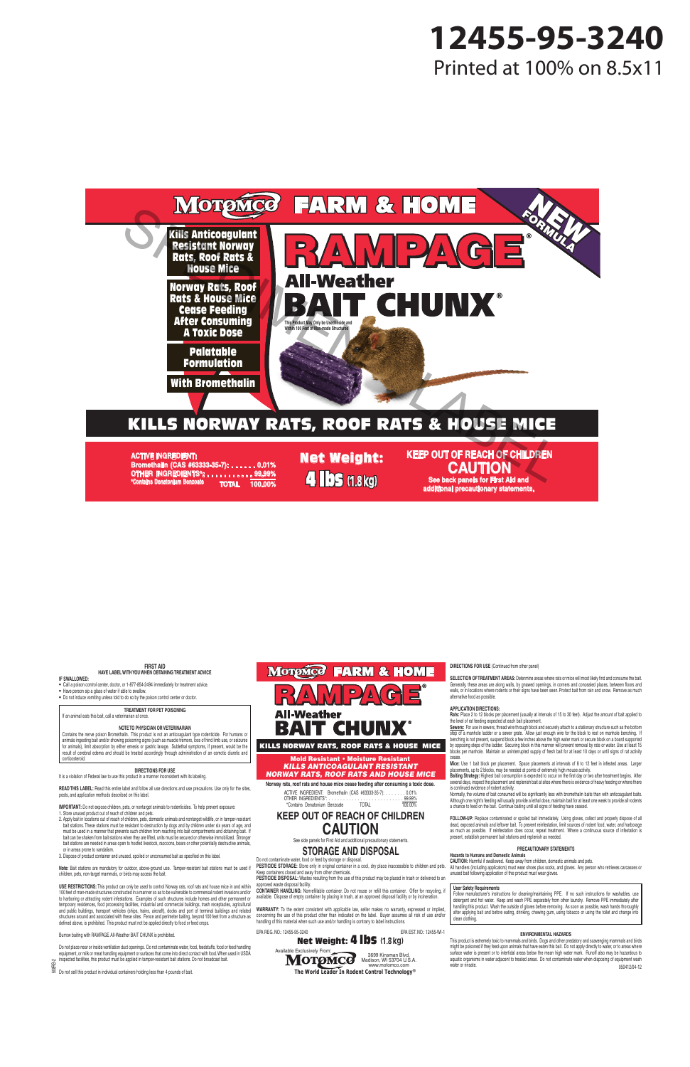# 12455-95-3240

Printed at 100% on 8.5x11

MOTOMCO FARM & HOME

NEW FORMULA

SPECIMEN LABEL

- Kills Anticoagulant Resistant Norway Rats, Roof Rats & House Mice
- Norway Rats, Roof Rats & House Mice Cease Feeding After Consuming A Toxic Dose
- Palatable Formulation
- With Bromethalin

# RAMPAGE®

## All-Weather BAIT CHUNX®

This Product May Only be Used Inside and Within 100 Feet of Man-made Structures

## KILLS NORWAY RATS, ROOF RATS & HOUSE MICE

ACTIVE INGREDIENT:
Bromethalin (CAS #63333-35-7): . . . . . . 0.01%
OTHER INGREDIENTS*: . . . . . . . . . . . . . 99.99%
*Contains Denatonium Benzoate TOTAL 100.00%

**Net Weight: 4 lbs (1.8 kg)**

**KEEP OUT OF REACH OF CHILDREN**
**CAUTION**
See back panels for First Aid and additional precautionary statements.

---

### FIRST AID

HAVE LABEL WITH YOU WHEN OBTAINING TREATMENT ADVICE

**IF SWALLOWED:**
- Call a poison control center, doctor, or 1-877-854-2494 immediately for treatment advice.
- Have person sip a glass of water if able to swallow.
- Do not induce vomiting unless told to do so by the poison control center or doctor.

**TREATMENT FOR PET POISONING**
If an animal eats this bait, call a veterinarian at once.

**NOTE TO PHYSICIAN OR VETERINARIAN**
Contains the nerve poison Bromethalin. This product is not an anticoagulant type rodenticide. For humans or animals ingesting bait and/or showing poisoning signs (such as muscle tremors, loss of hind limb use, or seizures for animals), limit absorption by either emesis or gastric lavage. Sublethal symptoms, if present, would be the result of cerebral edema and should be treated accordingly through administration of an osmotic diuretic and corticosteroid.

### DIRECTIONS FOR USE

It is a violation of Federal law to use this product in a manner inconsistent with its labeling.

**READ THIS LABEL:** Read this entire label and follow all use directions and use precautions. Use only for the sites, pests, and application methods described on this label.

**IMPORTANT:** Do not expose children, pets, or nontarget animals to rodenticides. To help prevent exposure:
1. Store unused product out of reach of children and pets.
2. Apply bait in locations out of reach of children, pets, domestic animals and nontarget wildlife, or in tamper-resistant bait stations. These stations must be resistant to destruction by dogs and by children under six years of age, and must be used in a manner that prevents such children from reaching into bait compartments and obtaining bait. If bait can be shaken from bait stations when they are lifted, units must be secured or otherwise immobilized. Stronger bait stations are needed in areas open to hoofed livestock, raccoons, bears or other potentially destructive animals, or in areas prone to vandalism.
3. Dispose of product container and unused, spoiled or unconsumed bait as specified on this label.

**Note:** Bait stations are mandatory for outdoor, above-ground use. Tamper-resistant bait stations must be used if children, pets, non-target mammals, or birds may access the bait.

**USE RESTRICTIONS:** This product can only be used to control Norway rats, roof rats and house mice in and within 100 feet of man-made structures constructed in a manner so as to be vulnerable to commensal rodent invasions and/or to harboring or attracting rodent infestations. Examples of such structures include homes and other permanent or temporary residences, food processing facilities, industrial and commercial buildings, trash receptacles, agricultural and public buildings, transport vehicles (ships, trains, aircraft), docks and port of terminal buildings and related structures around and associated with these sites. Fence and perimeter baiting, beyond 100 feet from a structure as defined above, is prohibited. This product must not be applied directly to food or feed crops.

Burrow baiting with RAMPAGE All-Weather BAIT CHUNX is prohibited.

Do not place near or inside ventilation duct openings. Do not contaminate water, food, feedstuffs, food or feed handling equipment, or milk or meat handling equipment or surfaces that come into direct contact with food. When used in USDA inspected facilities, this product must be applied in tamper-resistant bait stations. Do not broadcast bait.

Do not sell this product in individual containers holding less than 4 pounds of bait.

---

MOTOMCO FARM & HOME

# RAMPAGE®

## All-Weather BAIT CHUNX®

**KILLS NORWAY RATS, ROOF RATS & HOUSE MICE**

**Mold Resistant • Moisture Resistant**
***KILLS ANTICOAGULANT RESISTANT NORWAY RATS, ROOF RATS AND HOUSE MICE***

**Norway rats, roof rats and house mice cease feeding after consuming a toxic dose.**

ACTIVE INGREDIENT: Bromethalin (CAS #63333-35-7): . . . . . . . . 0.01%
OTHER INGREDIENTS*: . . . . . . . . . . . . . . . . . . . . . . . . 99.99%
*Contains Denatonium Benzoate TOTAL 100.00%

**KEEP OUT OF REACH OF CHILDREN**
**CAUTION**

See side panels for First Aid and additional precautionary statements.

### STORAGE AND DISPOSAL

Do not contaminate water, food or feed by storage or disposal.
**PESTICIDE STORAGE:** Store only in original container in a cool, dry place inaccessible to children and pets. Keep containers closed and away from other chemicals.
**PESTICIDE DISPOSAL:** Wastes resulting from the use of this product may be placed in trash or delivered to an approved waste disposal facility.
**CONTAINER HANDLING:** Nonrefillable container. Do not reuse or refill this container. Offer for recycling, if available. Dispose of empty container by placing in trash, at an approved disposal facility or by incineration.

**WARRANTY:** To the extent consistent with applicable law, seller makes no warranty, expressed or implied, concerning the use of this product other than indicated on the label. Buyer assumes all risk of use and/or handling of this material when such use and/or handling is contrary to label instructions.

EPA REG. NO.: 12455-95-3240 EPA EST. NO.: 12455-WI-1

**Net Weight: 4 lbs (1.8 kg)**

Available Exclusively From:
MOTOMCO
3699 Kinsman Blvd.
Madison, WI 53704 U.S.A.
www.motomco.com
The World Leader In Rodent Control Technology®

---

**DIRECTIONS FOR USE** (Continued from other panel)

**SELECTION OF TREATMENT AREAS:** Determine areas where rats or mice will most likely find and consume the bait. Generally, these areas are along walls, by gnawed openings, in corners and concealed places, between floors and walls, or in locations where rodents or their signs have been seen. Protect bait from rain and snow. Remove as much alternative food as possible.

**APPLICATION DIRECTIONS:**
**Rats:** Place 2 to 12 blocks per placement (usually at intervals of 15 to 30 feet). Adjust the amount of bait applied to the level of rat feeding expected at each bait placement.
**Sewers:** For use in sewers, thread wire through block and securely attach to a stationary structure such as the bottom step of a manhole ladder or a sewer grate. Allow just enough wire for the block to rest on manhole benching. If benching is not present, suspend block a few inches above the high water mark or secure block on a board supported by opposing steps of the ladder. Securing block in this manner will prevent removal by rats or water. Use at least 15 blocks per manhole. Maintain an uninterrupted supply of fresh bait for at least 10 days or until signs of rat activity cease.
**Mice:** Use 1 bait block per placement. Space placements at intervals of 8 to 12 feet in infested areas. Larger placements, up to 2 blocks, may be needed at points of extremely high mouse activity.
**Baiting Strategy:** Highest bait consumption is expected to occur on the first day or two after treatment begins. After several days, inspect the placement and replenish bait at sites where there is evidence of heavy feeding or where there is continued evidence of rodent activity.
Normally, the volume of bait consumed will be significantly less with bromethalin baits than with anticoagulant baits. Although one night's feeding will usually provide a lethal dose, maintain bait for at least one week to provide all rodents a chance to feed on the bait. Continue baiting until all signs of feeding have ceased.

**FOLLOW-UP:** Replace contaminated or spoiled bait immediately. Using gloves, collect and properly dispose of all dead, exposed animals and leftover bait. To prevent reinfestation, limit sources of rodent food, water, and harborage as much as possible. If reinfestation does occur, repeat treatment. Where a continuous source of infestation is present, establish permanent bait stations and replenish as needed.

### PRECAUTIONARY STATEMENTS

**Hazards to Humans and Domestic Animals**
**CAUTION:** Harmful if swallowed. Keep away from children, domestic animals and pets.
All handlers (including applicators) must wear shoes plus socks, and gloves. Any person who retrieves carcasses or unused bait following application of this product must wear gloves.

**User Safety Requirements**
Follow manufacturer's instructions for cleaning/maintaining PPE. If no such instructions for washables, use detergent and hot water. Keep and wash PPE separately from other laundry. Remove PPE immediately after handling this product. Wash the outside of gloves before removing. As soon as possible, wash hands thoroughly after applying bait and before eating, drinking, chewing gum, using tobacco or using the toilet and change into clean clothing.

### ENVIRONMENTAL HAZARDS

This product is extremely toxic to mammals and birds. Dogs and other predatory and scavenging mammals and birds might be poisoned if they feed upon animals that have eaten this bait. Do not apply directly to water, or to areas where surface water is present or to intertidal areas below the mean high water mark. Runoff also may be hazardous to aquatic organisms in water adjacent to treated areas. Do not contaminate water when disposing of equipment wash water or rinsate.

050412/04-12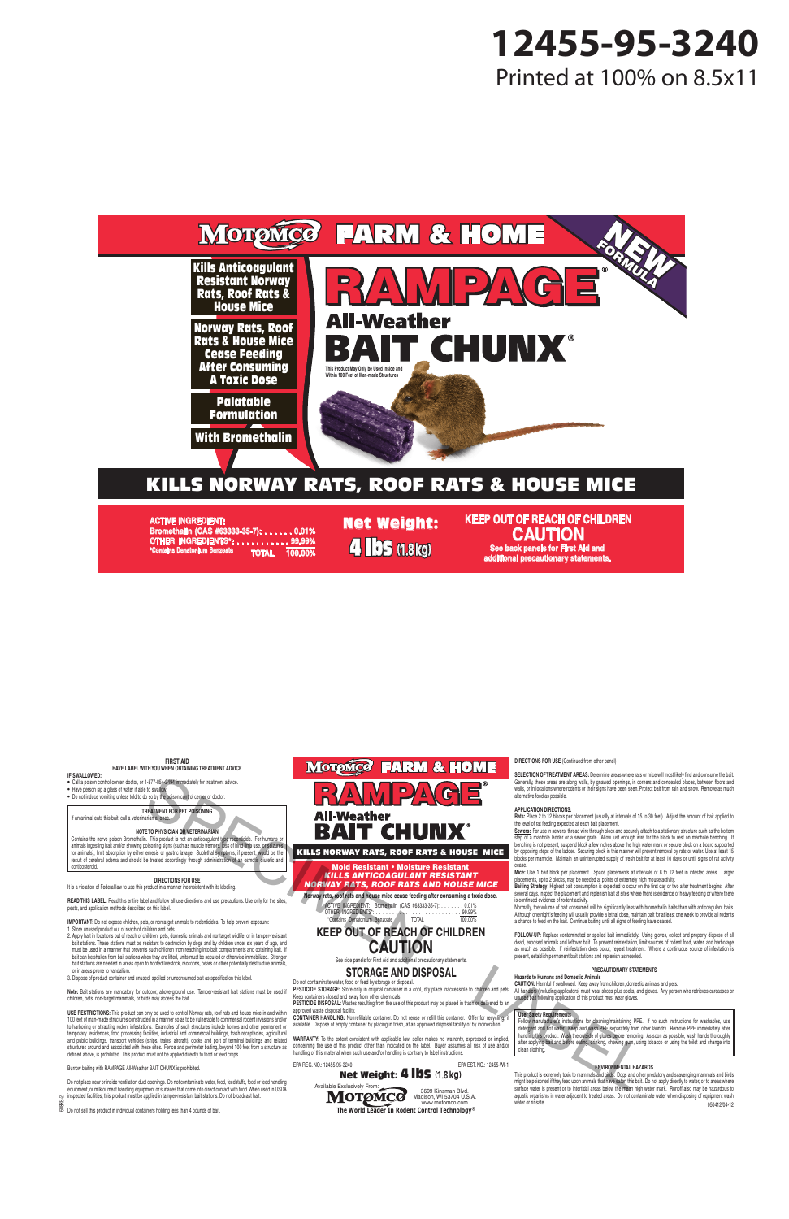# 12455-95-3240

Printed at 100% on 8.5x11

MOTOMCO FARM & HOME

NEW FORMULA

- Kills Anticoagulant Resistant Norway Rats, Roof Rats & House Mice
- Norway Rats, Roof Rats & House Mice Cease Feeding After Consuming A Toxic Dose
- Palatable Formulation
- With Bromethalin

# RAMPAGE®

## All-Weather BAIT CHUNX®

This Product May Only be Used Inside and Within 100 Feet of Man-made Structures

## KILLS NORWAY RATS, ROOF RATS & HOUSE MICE

| | | |
|---|---|---|
| ACTIVE INGREDIENT: Bromethalin (CAS #63333-35-7): | | 0.01% |
| OTHER INGREDIENTS*: | | 99.99% |
| *Contains Denatonium Benzoate | TOTAL | 100.00% |

**Net Weight: 4 lbs (1.8 kg)**

**KEEP OUT OF REACH OF CHILDREN**

**CAUTION**

See back panels for First Aid and additional precautionary statements.

---

### FIRST AID

HAVE LABEL WITH YOU WHEN OBTAINING TREATMENT ADVICE

**IF SWALLOWED:**
- Call a poison control center, doctor, or 1-877-854-2494 immediately for treatment advice.
- Have person sip a glass of water if able to swallow.
- Do not induce vomiting unless told to do so by the poison control center or doctor.

**TREATMENT FOR PET POISONING**

If an animal eats this bait, call a veterinarian at once.

**NOTE TO PHYSICIAN OR VETERINARIAN**

Contains the nerve poison Bromethalin. This product is not an anticoagulant type rodenticide. For humans or animals ingesting bait and/or showing poisoning signs (such as muscle tremors, loss of hind limb use, or seizures for animals), limit absorption by either emesis or gastric lavage. Sublethal symptoms, if present, would be the result of cerebral edema and should be treated accordingly through administration of an osmotic diuretic and corticosteroid.

### DIRECTIONS FOR USE

It is a violation of Federal law to use this product in a manner inconsistent with its labeling.

**READ THIS LABEL:** Read this entire label and follow all use directions and use precautions. Use only for the sites, pests, and application methods described on this label.

**IMPORTANT:** Do not expose children, pets, or nontarget animals to rodenticides. To help prevent exposure:

1. Store unused product out of reach of children and pets.
2. Apply bait in locations out of reach of children, pets, domestic animals and nontarget wildlife, or in tamper-resistant bait stations. These stations must be resistant to destruction by dogs and by children under six years of age, and must be used in a manner that prevents such children from reaching into bait compartments and obtaining bait. If bait can be shaken from bait stations when they are lifted, units must be secured or otherwise immobilized. Stronger bait stations are needed in areas open to hoofed livestock, raccoons, bears or other potentially destructive animals, or in areas prone to vandalism.
3. Dispose of product container and unused, spoiled or unconsumed bait as specified on this label.

**Note:** Bait stations are mandatory for outdoor, above-ground use. Tamper-resistant bait stations must be used if children, pets, non-target mammals, or birds may access the bait.

**USE RESTRICTIONS:** This product can only be used to control Norway rats, roof rats and house mice in and within 100 feet of man-made structures constructed in a manner so as to be vulnerable to commensal rodent invasions and/or to harboring or attracting rodent infestations. Examples of such structures include homes and other permanent or temporary residences, food processing facilities, industrial and commercial buildings, trash receptacles, agricultural and public buildings, transport vehicles (ships, trains, aircraft), docks and port of terminal buildings and related structures around and associated with these sites. Fence and perimeter baiting, beyond 100 feet from a structure as defined above, is prohibited. This product must not be applied directly to food or feed crops.

Burrow baiting with RAMPAGE All-Weather BAIT CHUNX is prohibited.

Do not place near or inside ventilation duct openings. Do not contaminate water, food, feedstuffs, food or feed handling equipment, or milk or meat handling equipment or surfaces that come into direct contact with food. When used in USDA inspected facilities, this product must be applied in tamper-resistant bait stations. Do not broadcast bait.

Do not sell this product in individual containers holding less than 4 pounds of bait.

---

MOTOMCO FARM & HOME

# RAMPAGE®

## All-Weather BAIT CHUNX®

**KILLS NORWAY RATS, ROOF RATS & HOUSE MICE**

**Mold Resistant • Moisture Resistant**

**KILLS ANTICOAGULANT RESISTANT NORWAY RATS, ROOF RATS AND HOUSE MICE**

**Norway rats, roof rats and house mice cease feeding after consuming a toxic dose.**

| | | |
|---|---|---|
| ACTIVE INGREDIENT: Bromethalin (CAS #63333-35-7): | | 0.01% |
| OTHER INGREDIENTS*: | | 99.99% |
| *Contains Denatonium Benzoate | TOTAL | 100.00% |

**KEEP OUT OF REACH OF CHILDREN**

**CAUTION**

See side panels for First Aid and additional precautionary statements.

### STORAGE AND DISPOSAL

Do not contaminate water, food or feed by storage or disposal.

**PESTICIDE STORAGE:** Store only in original container in a cool, dry place inaccessible to children and pets. Keep containers closed and away from other chemicals.

**PESTICIDE DISPOSAL:** Wastes resulting from the use of this product may be placed in trash or delivered to an approved waste disposal facility.

**CONTAINER HANDLING:** Nonrefillable container. Do not reuse or refill this container. Offer for recycling, if available. Dispose of empty container by placing in trash, at an approved disposal facility or by incineration.

**WARRANTY:** To the extent consistent with applicable law, seller makes no warranty, expressed or implied, concerning the use of this product other than indicated on the label. Buyer assumes all risk of use and/or handling of this material when such use and/or handling is contrary to label instructions.

EPA REG. NO.: 12455-95-3240 EPA EST. NO.: 12455-WI-1

**Net Weight: 4 lbs (1.8 kg)**

Available Exclusively From:

MOTOMCO 3699 Kinsman Blvd. Madison, WI 53704 U.S.A. www.motomco.com

**The World Leader In Rodent Control Technology®**

---

**DIRECTIONS FOR USE** (Continued from other panel)

**SELECTION OF TREATMENT AREAS:** Determine areas where rats or mice will most likely find and consume the bait. Generally, these areas are along walls, by gnawed openings, in corners and concealed places, between floors and walls, or in locations where rodents or their signs have been seen. Protect bait from rain and snow. Remove as much alternative food as possible.

**APPLICATION DIRECTIONS:**

**Rats:** Place 2 to 12 blocks per placement (usually at intervals of 15 to 30 feet). Adjust the amount of bait applied to the level of rat feeding expected at each bait placement.

**Sewers:** For use in sewers, thread wire through block and securely attach to a stationary structure such as the bottom step of a manhole ladder or a sewer grate. Allow just enough wire for the block to rest on manhole benching. If benching is not present, suspend block a few inches above the high water mark or secure block on a board supported by opposing steps of the ladder. Securing block in this manner will prevent removal by rats or water. Use at least 15 blocks per manhole. Maintain an uninterrupted supply of fresh bait for at least 10 days or until signs of rat activity cease.

**Mice:** Use 1 bait block per placement. Space placements at intervals of 8 to 12 feet in infested areas. Larger placements, up to 2 blocks, may be needed at points of extremely high mouse activity.

**Baiting Strategy:** Highest bait consumption is expected to occur on the first day or two after treatment begins. After several days, inspect the placement and replenish bait at sites where there is evidence of heavy feeding or where there is continued evidence of rodent activity.

Normally, the volume of bait consumed will be significantly less with bromethalin baits than with anticoagulant baits. Although one night's feeding will usually provide a lethal dose, maintain bait for at least one week to provide all rodents a chance to feed on the bait. Continue baiting until all signs of feeding have ceased.

**FOLLOW-UP:** Replace contaminated or spoiled bait immediately. Using gloves, collect and properly dispose of all dead, exposed animals and leftover bait. To prevent reinfestation, limit sources of rodent food, water, and harborage as much as possible. If reinfestation does occur, repeat treatment. Where a continuous source of infestation is present, establish permanent bait stations and replenish as needed.

### PRECAUTIONARY STATEMENTS

**Hazards to Humans and Domestic Animals**

**CAUTION:** Harmful if swallowed. Keep away from children, domestic animals and pets.

All handlers (including applicators) must wear shoes plus socks, and gloves. Any person who retrieves carcasses or unused bait following application of this product must wear gloves.

**User Safety Requirements**

Follow manufacturer's instructions for cleaning/maintaining PPE. If no such instructions for washables, use detergent and hot water. Keep and wash PPE separately from other laundry. Remove PPE immediately after handling this product. Wash the outside of gloves before removing. As soon as possible, wash hands thoroughly after applying bait and before eating, drinking, chewing gum, using tobacco or using the toilet and change into clean clothing.

### ENVIRONMENTAL HAZARDS

This product is extremely toxic to mammals and birds. Dogs and other predatory and scavenging mammals and birds might be poisoned if they feed upon animals that have eaten this bait. Do not apply directly to water, or to areas where surface water is present or to intertidal areas below the mean high water mark. Runoff also may be hazardous to aquatic organisms in water adjacent to treated areas. Do not contaminate water when disposing of equipment wash water or rinsate.

050412/04-12

SPECIMEN LABEL